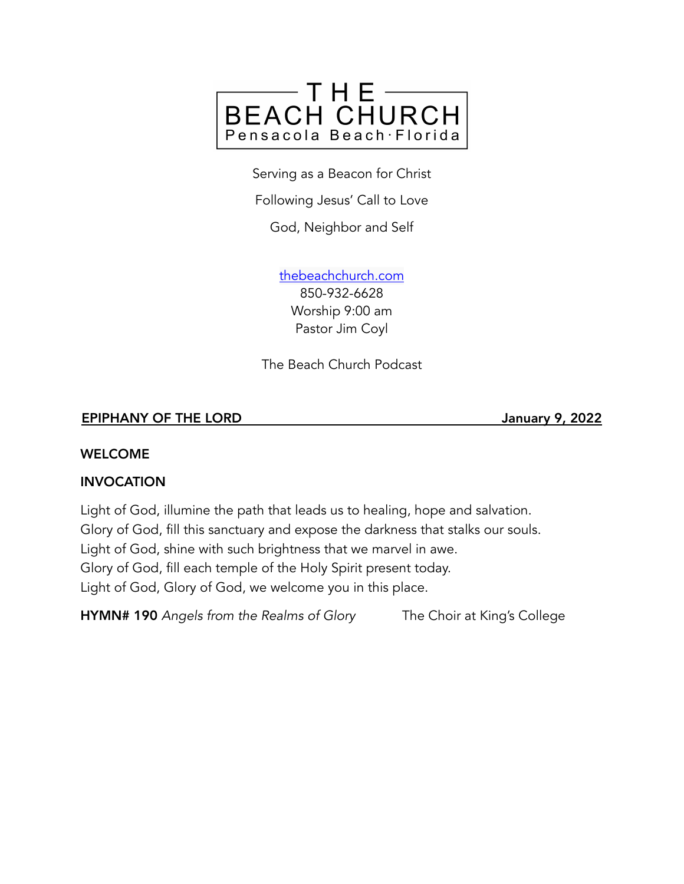# THE BEACH CHURCH
Pensacola Beach · Florida

Serving as a Beacon for Christ

Following Jesus' Call to Love

God, Neighbor and Self

thebeachchurch.com
850-932-6628
Worship 9:00 am
Pastor Jim Coyl

The Beach Church Podcast

**EPIPHANY OF THE LORD** **January 9, 2022**

**WELCOME**

**INVOCATION**

Light of God, illumine the path that leads us to healing, hope and salvation.
Glory of God, fill this sanctuary and expose the darkness that stalks our souls.
Light of God, shine with such brightness that we marvel in awe.
Glory of God, fill each temple of the Holy Spirit present today.
Light of God, Glory of God, we welcome you in this place.

**HYMN# 190** *Angels from the Realms of Glory* The Choir at King's College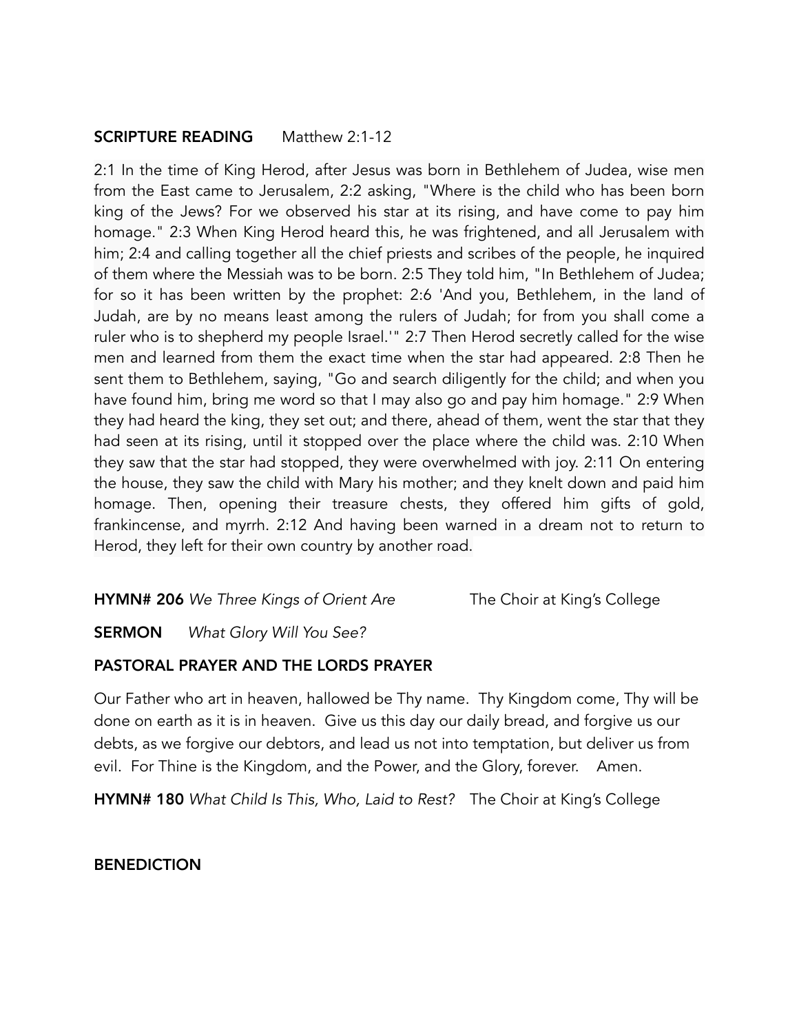**SCRIPTURE READING** Matthew 2:1-12

2:1 In the time of King Herod, after Jesus was born in Bethlehem of Judea, wise men from the East came to Jerusalem, 2:2 asking, "Where is the child who has been born king of the Jews? For we observed his star at its rising, and have come to pay him homage." 2:3 When King Herod heard this, he was frightened, and all Jerusalem with him; 2:4 and calling together all the chief priests and scribes of the people, he inquired of them where the Messiah was to be born. 2:5 They told him, "In Bethlehem of Judea; for so it has been written by the prophet: 2:6 'And you, Bethlehem, in the land of Judah, are by no means least among the rulers of Judah; for from you shall come a ruler who is to shepherd my people Israel.'" 2:7 Then Herod secretly called for the wise men and learned from them the exact time when the star had appeared. 2:8 Then he sent them to Bethlehem, saying, "Go and search diligently for the child; and when you have found him, bring me word so that I may also go and pay him homage." 2:9 When they had heard the king, they set out; and there, ahead of them, went the star that they had seen at its rising, until it stopped over the place where the child was. 2:10 When they saw that the star had stopped, they were overwhelmed with joy. 2:11 On entering the house, they saw the child with Mary his mother; and they knelt down and paid him homage. Then, opening their treasure chests, they offered him gifts of gold, frankincense, and myrrh. 2:12 And having been warned in a dream not to return to Herod, they left for their own country by another road.

**HYMN# 206** *We Three Kings of Orient Are* The Choir at King's College

**SERMON** *What Glory Will You See?*

**PASTORAL PRAYER AND THE LORDS PRAYER**

Our Father who art in heaven, hallowed be Thy name. Thy Kingdom come, Thy will be done on earth as it is in heaven. Give us this day our daily bread, and forgive us our debts, as we forgive our debtors, and lead us not into temptation, but deliver us from evil. For Thine is the Kingdom, and the Power, and the Glory, forever. Amen.

**HYMN# 180** *What Child Is This, Who, Laid to Rest?* The Choir at King's College

**BENEDICTION**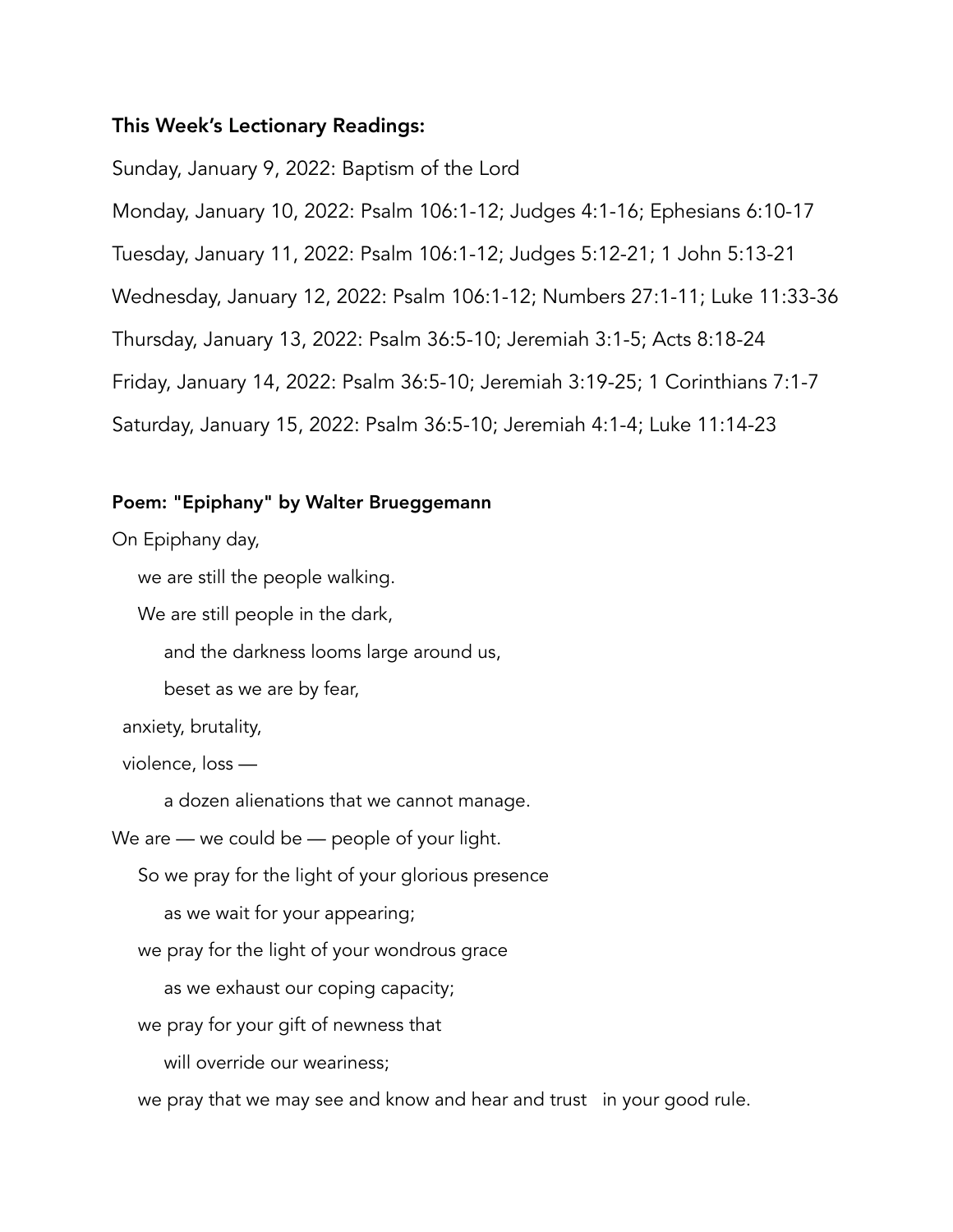**This Week's Lectionary Readings:**

Sunday, January 9, 2022: Baptism of the Lord

Monday, January 10, 2022: Psalm 106:1-12; Judges 4:1-16; Ephesians 6:10-17

Tuesday, January 11, 2022: Psalm 106:1-12; Judges 5:12-21; 1 John 5:13-21

Wednesday, January 12, 2022: Psalm 106:1-12; Numbers 27:1-11; Luke 11:33-36

Thursday, January 13, 2022: Psalm 36:5-10; Jeremiah 3:1-5; Acts 8:18-24

Friday, January 14, 2022: Psalm 36:5-10; Jeremiah 3:19-25; 1 Corinthians 7:1-7

Saturday, January 15, 2022: Psalm 36:5-10; Jeremiah 4:1-4; Luke 11:14-23

**Poem: "Epiphany" by Walter Brueggemann**

On Epiphany day,

we are still the people walking.

We are still people in the dark,

and the darkness looms large around us,

beset as we are by fear,

anxiety, brutality,

violence, loss —

a dozen alienations that we cannot manage.

We are — we could be — people of your light.

So we pray for the light of your glorious presence

as we wait for your appearing;

we pray for the light of your wondrous grace

as we exhaust our coping capacity;

we pray for your gift of newness that

will override our weariness;

we pray that we may see and know and hear and trust in your good rule.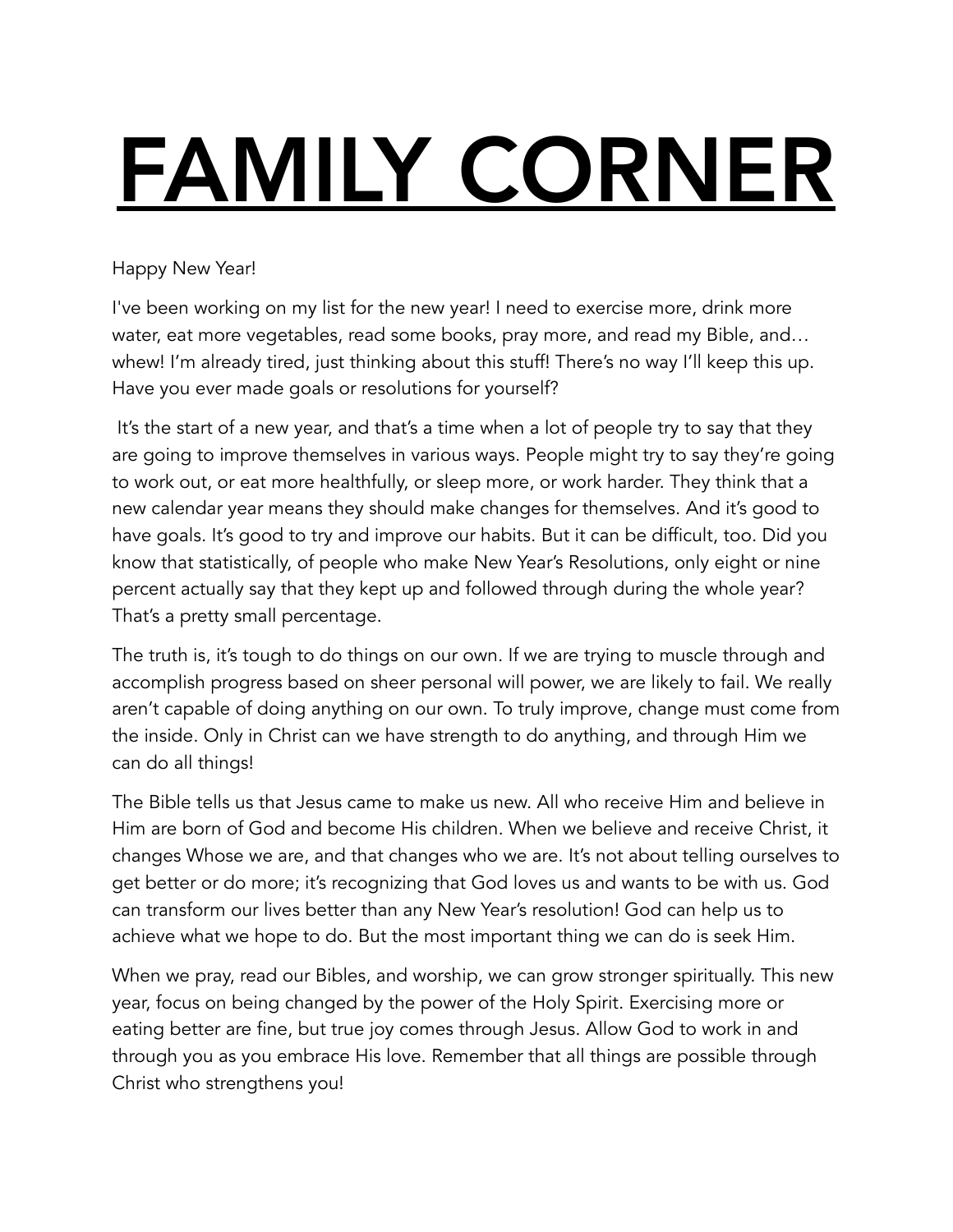# FAMILY CORNER

Happy New Year!

I've been working on my list for the new year! I need to exercise more, drink more water, eat more vegetables, read some books, pray more, and read my Bible, and… whew! I'm already tired, just thinking about this stuff! There's no way I'll keep this up. Have you ever made goals or resolutions for yourself?

It's the start of a new year, and that's a time when a lot of people try to say that they are going to improve themselves in various ways. People might try to say they're going to work out, or eat more healthfully, or sleep more, or work harder. They think that a new calendar year means they should make changes for themselves. And it's good to have goals. It's good to try and improve our habits. But it can be difficult, too. Did you know that statistically, of people who make New Year's Resolutions, only eight or nine percent actually say that they kept up and followed through during the whole year? That's a pretty small percentage.

The truth is, it's tough to do things on our own. If we are trying to muscle through and accomplish progress based on sheer personal will power, we are likely to fail. We really aren't capable of doing anything on our own. To truly improve, change must come from the inside. Only in Christ can we have strength to do anything, and through Him we can do all things!

The Bible tells us that Jesus came to make us new. All who receive Him and believe in Him are born of God and become His children. When we believe and receive Christ, it changes Whose we are, and that changes who we are. It's not about telling ourselves to get better or do more; it's recognizing that God loves us and wants to be with us. God can transform our lives better than any New Year's resolution! God can help us to achieve what we hope to do. But the most important thing we can do is seek Him.

When we pray, read our Bibles, and worship, we can grow stronger spiritually. This new year, focus on being changed by the power of the Holy Spirit. Exercising more or eating better are fine, but true joy comes through Jesus. Allow God to work in and through you as you embrace His love. Remember that all things are possible through Christ who strengthens you!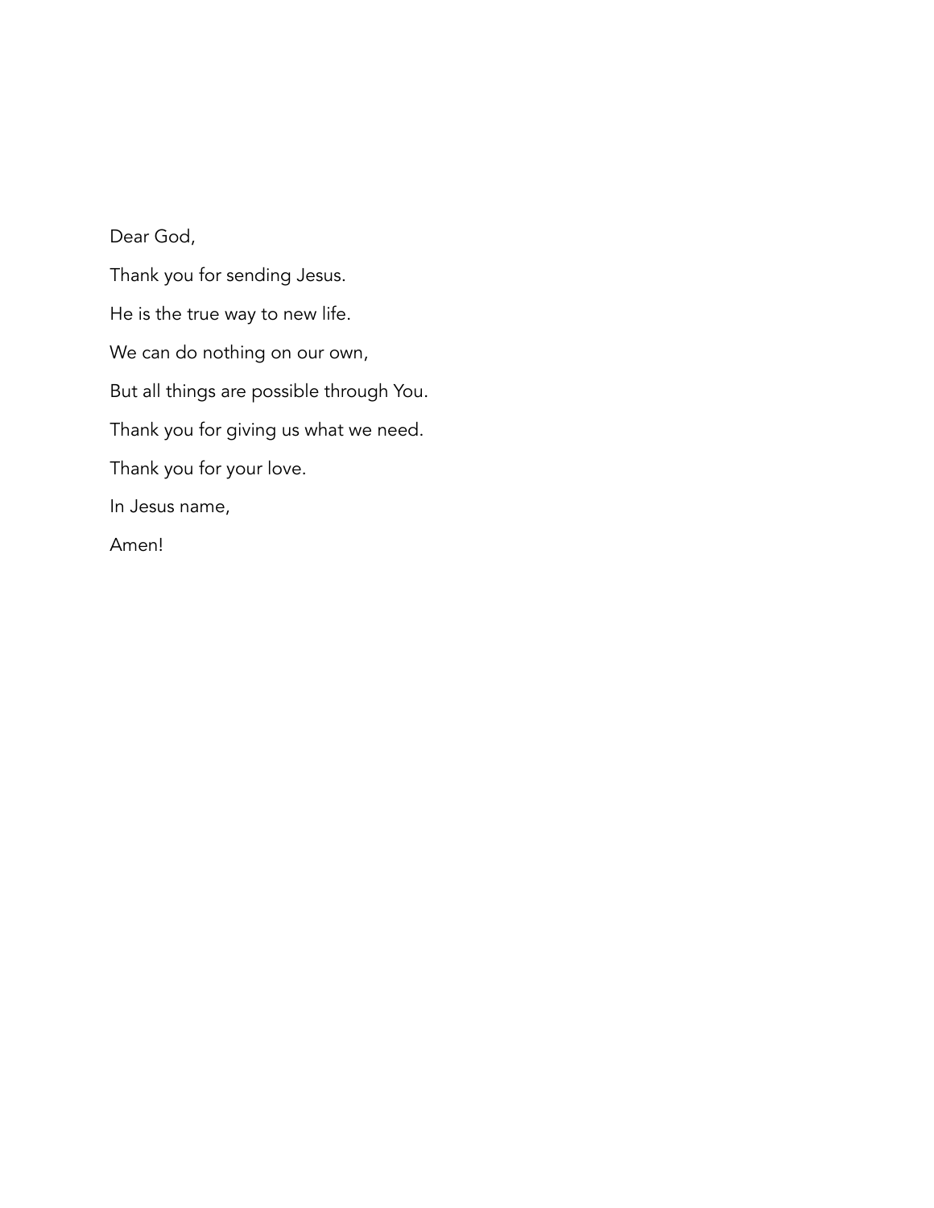Dear God,

Thank you for sending Jesus.

He is the true way to new life.

We can do nothing on our own,

But all things are possible through You.

Thank you for giving us what we need.

Thank you for your love.

In Jesus name,

Amen!